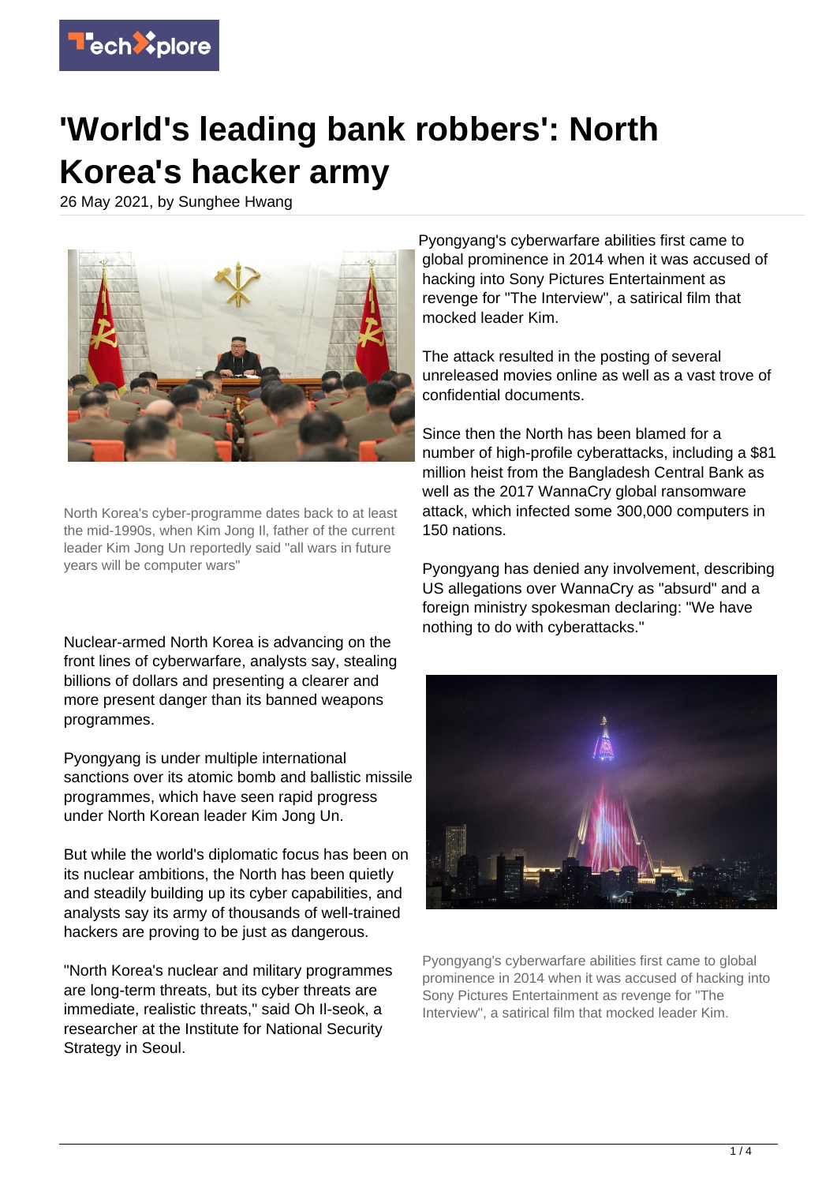# 'World's leading bank robbers': North Korea's hacker army

26 May 2021, by Sunghee Hwang

North Korea's cyber-programme dates back to at least the mid-1990s, when Kim Jong Il, father of the current leader Kim Jong Un reportedly said "all wars in future years will be computer wars"

Nuclear-armed North Korea is advancing on the front lines of cyberwarfare, analysts say, stealing billions of dollars and presenting a clearer and more present danger than its banned weapons programmes.

Pyongyang is under multiple international sanctions over its atomic bomb and ballistic missile programmes, which have seen rapid progress under North Korean leader Kim Jong Un.

But while the world's diplomatic focus has been on its nuclear ambitions, the North has been quietly and steadily building up its cyber capabilities, and analysts say its army of thousands of well-trained hackers are proving to be just as dangerous.

"North Korea's nuclear and military programmes are long-term threats, but its cyber threats are immediate, realistic threats," said Oh Il-seok, a researcher at the Institute for National Security Strategy in Seoul.

Pyongyang's cyberwarfare abilities first came to global prominence in 2014 when it was accused of hacking into Sony Pictures Entertainment as revenge for "The Interview", a satirical film that mocked leader Kim.

The attack resulted in the posting of several unreleased movies online as well as a vast trove of confidential documents.

Since then the North has been blamed for a number of high-profile cyberattacks, including a $81 million heist from the Bangladesh Central Bank as well as the 2017 WannaCry global ransomware attack, which infected some 300,000 computers in 150 nations.

Pyongyang has denied any involvement, describing US allegations over WannaCry as "absurd" and a foreign ministry spokesman declaring: "We have nothing to do with cyberattacks."

Pyongyang's cyberwarfare abilities first came to global prominence in 2014 when it was accused of hacking into Sony Pictures Entertainment as revenge for "The Interview", a satirical film that mocked leader Kim.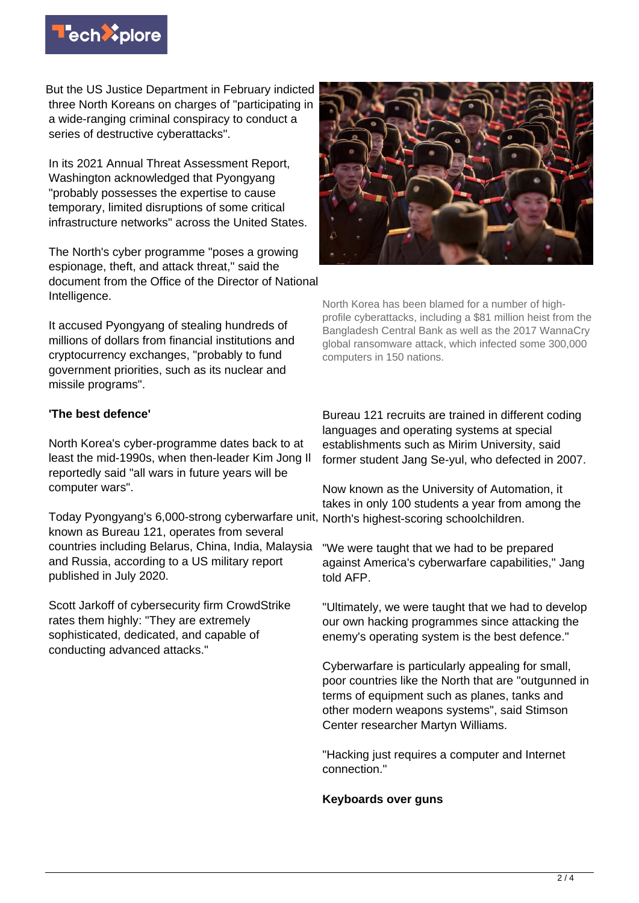But the US Justice Department in February indicted three North Koreans on charges of "participating in a wide-ranging criminal conspiracy to conduct a series of destructive cyberattacks".

In its 2021 Annual Threat Assessment Report, Washington acknowledged that Pyongyang "probably possesses the expertise to cause temporary, limited disruptions of some critical infrastructure networks" across the United States.

The North's cyber programme "poses a growing espionage, theft, and attack threat," said the document from the Office of the Director of National Intelligence.

It accused Pyongyang of stealing hundreds of millions of dollars from financial institutions and cryptocurrency exchanges, "probably to fund government priorities, such as its nuclear and missile programs".

North Korea has been blamed for a number of high-profile cyberattacks, including a $81 million heist from the Bangladesh Central Bank as well as the 2017 WannaCry global ransomware attack, which infected some 300,000 computers in 150 nations.

**'The best defence'**

North Korea's cyber-programme dates back to at least the mid-1990s, when then-leader Kim Jong Il reportedly said "all wars in future years will be computer wars".

Today Pyongyang's 6,000-strong cyberwarfare unit, known as Bureau 121, operates from several countries including Belarus, China, India, Malaysia and Russia, according to a US military report published in July 2020.

Scott Jarkoff of cybersecurity firm CrowdStrike rates them highly: "They are extremely sophisticated, dedicated, and capable of conducting advanced attacks."

Bureau 121 recruits are trained in different coding languages and operating systems at special establishments such as Mirim University, said former student Jang Se-yul, who defected in 2007.

Now known as the University of Automation, it takes in only 100 students a year from among the North's highest-scoring schoolchildren.

"We were taught that we had to be prepared against America's cyberwarfare capabilities," Jang told AFP.

"Ultimately, we were taught that we had to develop our own hacking programmes since attacking the enemy's operating system is the best defence."

Cyberwarfare is particularly appealing for small, poor countries like the North that are "outgunned in terms of equipment such as planes, tanks and other modern weapons systems", said Stimson Center researcher Martyn Williams.

"Hacking just requires a computer and Internet connection."

**Keyboards over guns**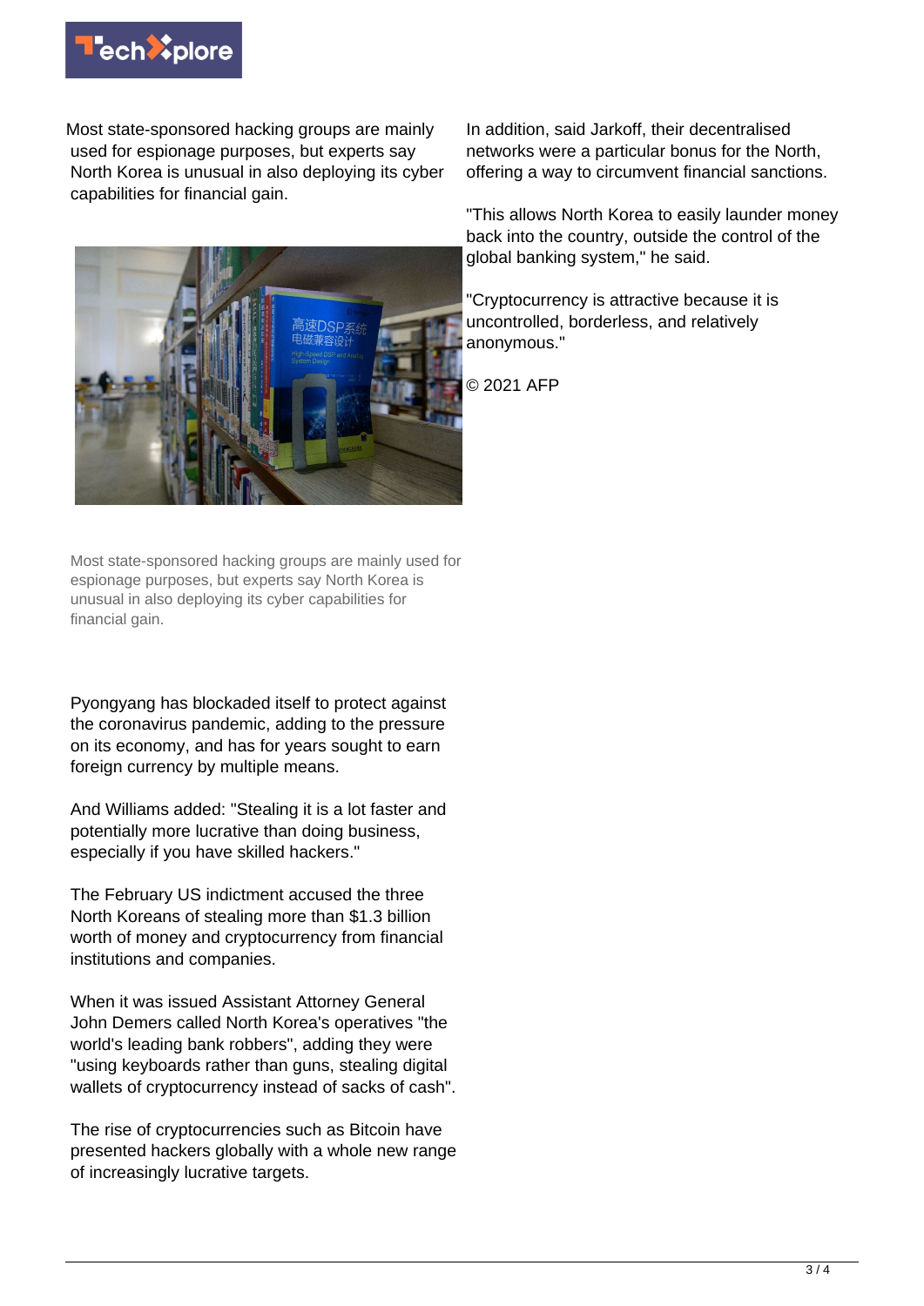Most state-sponsored hacking groups are mainly used for espionage purposes, but experts say North Korea is unusual in also deploying its cyber capabilities for financial gain.

Most state-sponsored hacking groups are mainly used for espionage purposes, but experts say North Korea is unusual in also deploying its cyber capabilities for financial gain.

Pyongyang has blockaded itself to protect against the coronavirus pandemic, adding to the pressure on its economy, and has for years sought to earn foreign currency by multiple means.

And Williams added: "Stealing it is a lot faster and potentially more lucrative than doing business, especially if you have skilled hackers."

The February US indictment accused the three North Koreans of stealing more than $1.3 billion worth of money and cryptocurrency from financial institutions and companies.

When it was issued Assistant Attorney General John Demers called North Korea's operatives "the world's leading bank robbers", adding they were "using keyboards rather than guns, stealing digital wallets of cryptocurrency instead of sacks of cash".

The rise of cryptocurrencies such as Bitcoin have presented hackers globally with a whole new range of increasingly lucrative targets.

In addition, said Jarkoff, their decentralised networks were a particular bonus for the North, offering a way to circumvent financial sanctions.

"This allows North Korea to easily launder money back into the country, outside the control of the global banking system," he said.

"Cryptocurrency is attractive because it is uncontrolled, borderless, and relatively anonymous."

© 2021 AFP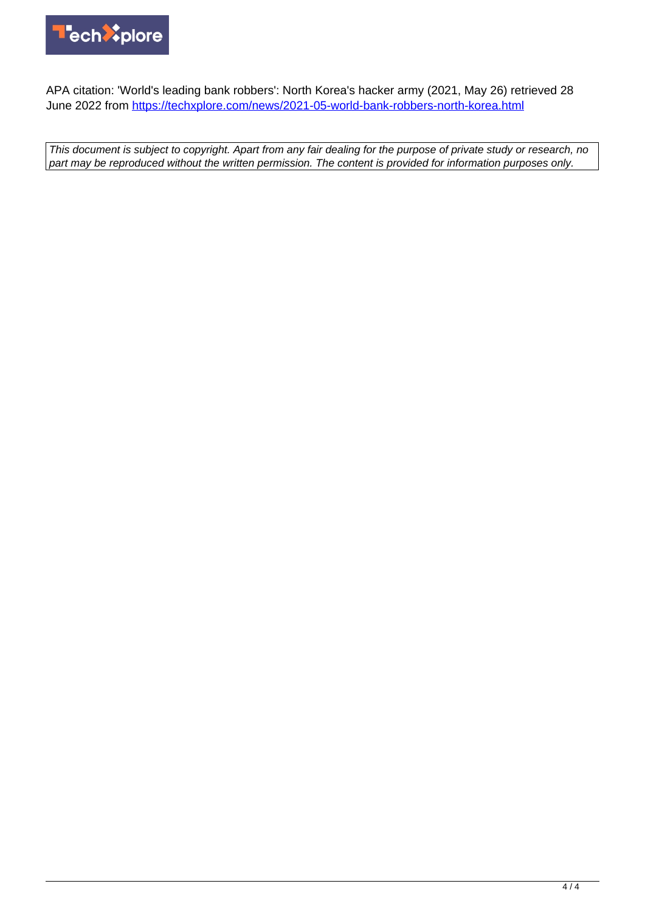APA citation: 'World's leading bank robbers': North Korea's hacker army (2021, May 26) retrieved 28 June 2022 from https://techxplore.com/news/2021-05-world-bank-robbers-north-korea.html

*This document is subject to copyright. Apart from any fair dealing for the purpose of private study or research, no part may be reproduced without the written permission. The content is provided for information purposes only.*